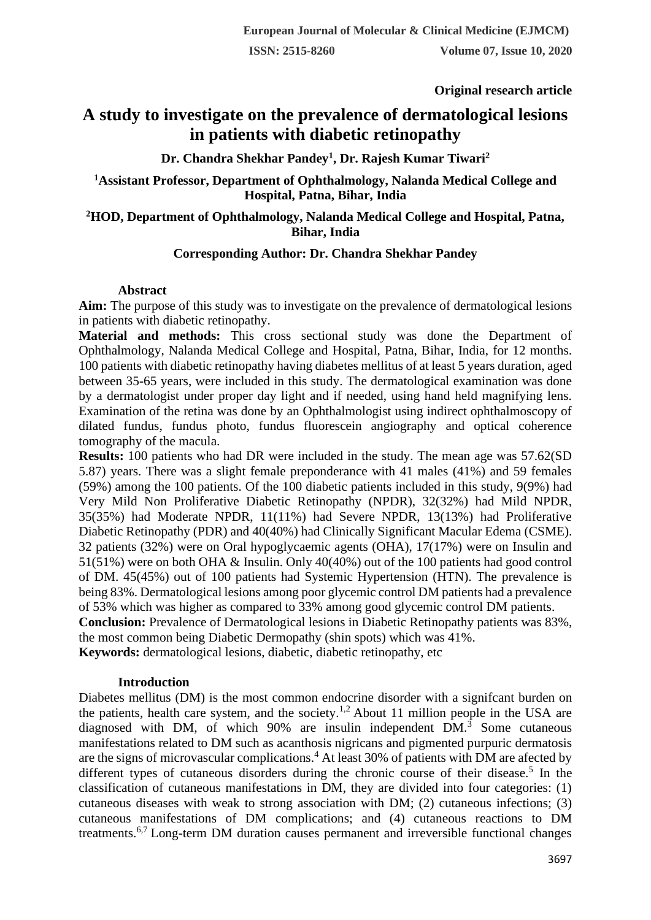**Original research article**

# A study to investigate on the prevalence of dermatological lesions in patients with diabetic retinopathy

**Dr. Chandra Shekhar Pandey[1], Dr. Rajesh Kumar Tiwari[2]**

**[1]Assistant Professor, Department of Ophthalmology, Nalanda Medical College and Hospital, Patna, Bihar, India**

**[2]HOD, Department of Ophthalmology, Nalanda Medical College and Hospital, Patna, Bihar, India**

**Corresponding Author: Dr. Chandra Shekhar Pandey**

## Abstract

**Aim:** The purpose of this study was to investigate on the prevalence of dermatological lesions in patients with diabetic retinopathy.

**Material and methods:** This cross sectional study was done the Department of Ophthalmology, Nalanda Medical College and Hospital, Patna, Bihar, India, for 12 months. 100 patients with diabetic retinopathy having diabetes mellitus of at least 5 years duration, aged between 35-65 years, were included in this study. The dermatological examination was done by a dermatologist under proper day light and if needed, using hand held magnifying lens. Examination of the retina was done by an Ophthalmologist using indirect ophthalmoscopy of dilated fundus, fundus photo, fundus fluorescein angiography and optical coherence tomography of the macula.

**Results:** 100 patients who had DR were included in the study. The mean age was 57.62(SD 5.87) years. There was a slight female preponderance with 41 males (41%) and 59 females (59%) among the 100 patients. Of the 100 diabetic patients included in this study, 9(9%) had Very Mild Non Proliferative Diabetic Retinopathy (NPDR), 32(32%) had Mild NPDR, 35(35%) had Moderate NPDR, 11(11%) had Severe NPDR, 13(13%) had Proliferative Diabetic Retinopathy (PDR) and 40(40%) had Clinically Significant Macular Edema (CSME). 32 patients (32%) were on Oral hypoglycaemic agents (OHA), 17(17%) were on Insulin and 51(51%) were on both OHA & Insulin. Only 40(40%) out of the 100 patients had good control of DM. 45(45%) out of 100 patients had Systemic Hypertension (HTN). The prevalence is being 83%. Dermatological lesions among poor glycemic control DM patients had a prevalence of 53% which was higher as compared to 33% among good glycemic control DM patients.

**Conclusion:** Prevalence of Dermatological lesions in Diabetic Retinopathy patients was 83%, the most common being Diabetic Dermopathy (shin spots) which was 41%.

**Keywords:** dermatological lesions, diabetic, diabetic retinopathy, etc

## Introduction

Diabetes mellitus (DM) is the most common endocrine disorder with a signifcant burden on the patients, health care system, and the society.[1,2] About 11 million people in the USA are diagnosed with DM, of which 90% are insulin independent DM.[3] Some cutaneous manifestations related to DM such as acanthosis nigricans and pigmented purpuric dermatosis are the signs of microvascular complications.[4] At least 30% of patients with DM are afected by different types of cutaneous disorders during the chronic course of their disease.[5] In the classification of cutaneous manifestations in DM, they are divided into four categories: (1) cutaneous diseases with weak to strong association with DM; (2) cutaneous infections; (3) cutaneous manifestations of DM complications; and (4) cutaneous reactions to DM treatments.[6,7] Long-term DM duration causes permanent and irreversible functional changes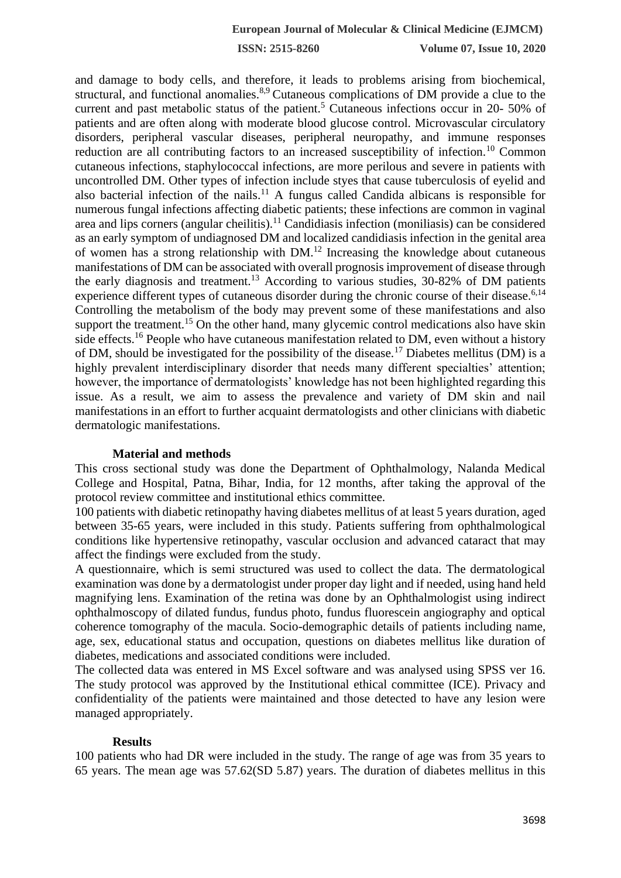and damage to body cells, and therefore, it leads to problems arising from biochemical, structural, and functional anomalies.[8,9] Cutaneous complications of DM provide a clue to the current and past metabolic status of the patient.[5] Cutaneous infections occur in 20- 50% of patients and are often along with moderate blood glucose control. Microvascular circulatory disorders, peripheral vascular diseases, peripheral neuropathy, and immune responses reduction are all contributing factors to an increased susceptibility of infection.[10] Common cutaneous infections, staphylococcal infections, are more perilous and severe in patients with uncontrolled DM. Other types of infection include styes that cause tuberculosis of eyelid and also bacterial infection of the nails.[11] A fungus called Candida albicans is responsible for numerous fungal infections affecting diabetic patients; these infections are common in vaginal area and lips corners (angular cheilitis).[11] Candidiasis infection (moniliasis) can be considered as an early symptom of undiagnosed DM and localized candidiasis infection in the genital area of women has a strong relationship with DM.[12] Increasing the knowledge about cutaneous manifestations of DM can be associated with overall prognosis improvement of disease through the early diagnosis and treatment.[13] According to various studies, 30-82% of DM patients experience different types of cutaneous disorder during the chronic course of their disease.[6,14] Controlling the metabolism of the body may prevent some of these manifestations and also support the treatment.[15] On the other hand, many glycemic control medications also have skin side effects.[16] People who have cutaneous manifestation related to DM, even without a history of DM, should be investigated for the possibility of the disease.[17] Diabetes mellitus (DM) is a highly prevalent interdisciplinary disorder that needs many different specialties' attention; however, the importance of dermatologists' knowledge has not been highlighted regarding this issue. As a result, we aim to assess the prevalence and variety of DM skin and nail manifestations in an effort to further acquaint dermatologists and other clinicians with diabetic dermatologic manifestations.

## Material and methods

This cross sectional study was done the Department of Ophthalmology, Nalanda Medical College and Hospital, Patna, Bihar, India, for 12 months, after taking the approval of the protocol review committee and institutional ethics committee.

100 patients with diabetic retinopathy having diabetes mellitus of at least 5 years duration, aged between 35-65 years, were included in this study. Patients suffering from ophthalmological conditions like hypertensive retinopathy, vascular occlusion and advanced cataract that may affect the findings were excluded from the study.

A questionnaire, which is semi structured was used to collect the data. The dermatological examination was done by a dermatologist under proper day light and if needed, using hand held magnifying lens. Examination of the retina was done by an Ophthalmologist using indirect ophthalmoscopy of dilated fundus, fundus photo, fundus fluorescein angiography and optical coherence tomography of the macula. Socio-demographic details of patients including name, age, sex, educational status and occupation, questions on diabetes mellitus like duration of diabetes, medications and associated conditions were included.

The collected data was entered in MS Excel software and was analysed using SPSS ver 16. The study protocol was approved by the Institutional ethical committee (ICE). Privacy and confidentiality of the patients were maintained and those detected to have any lesion were managed appropriately.

## Results

100 patients who had DR were included in the study. The range of age was from 35 years to 65 years. The mean age was 57.62(SD 5.87) years. The duration of diabetes mellitus in this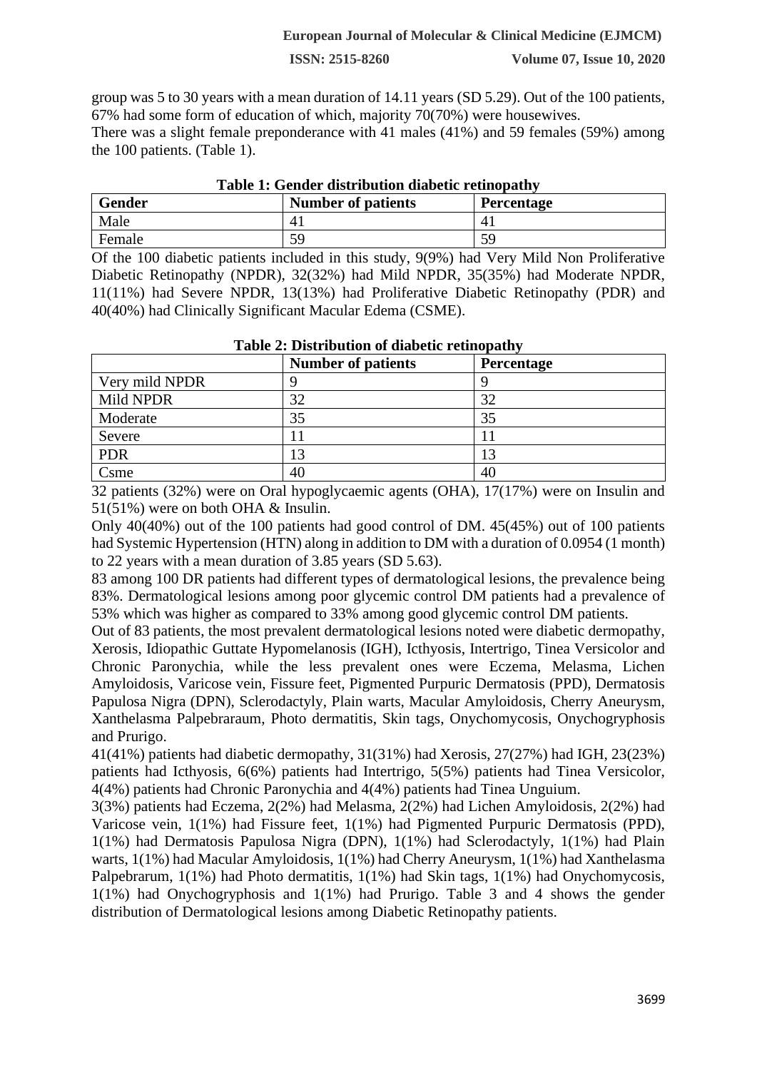group was 5 to 30 years with a mean duration of 14.11 years (SD 5.29). Out of the 100 patients, 67% had some form of education of which, majority 70(70%) were housewives.

There was a slight female preponderance with 41 males (41%) and 59 females (59%) among the 100 patients. (Table 1).

**Table 1: Gender distribution diabetic retinopathy**

| Gender | Number of patients | Percentage |
|---|---|---|
| Male | 41 | 41 |
| Female | 59 | 59 |

Of the 100 diabetic patients included in this study, 9(9%) had Very Mild Non Proliferative Diabetic Retinopathy (NPDR), 32(32%) had Mild NPDR, 35(35%) had Moderate NPDR, 11(11%) had Severe NPDR, 13(13%) had Proliferative Diabetic Retinopathy (PDR) and 40(40%) had Clinically Significant Macular Edema (CSME).

**Table 2: Distribution of diabetic retinopathy**

| | Number of patients | Percentage |
|---|---|---|
| Very mild NPDR | 9 | 9 |
| Mild NPDR | 32 | 32 |
| Moderate | 35 | 35 |
| Severe | 11 | 11 |
| PDR | 13 | 13 |
| Csme | 40 | 40 |

32 patients (32%) were on Oral hypoglycaemic agents (OHA), 17(17%) were on Insulin and 51(51%) were on both OHA & Insulin.

Only 40(40%) out of the 100 patients had good control of DM. 45(45%) out of 100 patients had Systemic Hypertension (HTN) along in addition to DM with a duration of 0.0954 (1 month) to 22 years with a mean duration of 3.85 years (SD 5.63).

83 among 100 DR patients had different types of dermatological lesions, the prevalence being 83%. Dermatological lesions among poor glycemic control DM patients had a prevalence of 53% which was higher as compared to 33% among good glycemic control DM patients.

Out of 83 patients, the most prevalent dermatological lesions noted were diabetic dermopathy, Xerosis, Idiopathic Guttate Hypomelanosis (IGH), Icthyosis, Intertrigo, Tinea Versicolor and Chronic Paronychia, while the less prevalent ones were Eczema, Melasma, Lichen Amyloidosis, Varicose vein, Fissure feet, Pigmented Purpuric Dermatosis (PPD), Dermatosis Papulosa Nigra (DPN), Sclerodactyly, Plain warts, Macular Amyloidosis, Cherry Aneurysm, Xanthelasma Palpebraraum, Photo dermatitis, Skin tags, Onychomycosis, Onychogryphosis and Prurigo.

41(41%) patients had diabetic dermopathy, 31(31%) had Xerosis, 27(27%) had IGH, 23(23%) patients had Icthyosis, 6(6%) patients had Intertrigo, 5(5%) patients had Tinea Versicolor, 4(4%) patients had Chronic Paronychia and 4(4%) patients had Tinea Unguium.

3(3%) patients had Eczema, 2(2%) had Melasma, 2(2%) had Lichen Amyloidosis, 2(2%) had Varicose vein, 1(1%) had Fissure feet, 1(1%) had Pigmented Purpuric Dermatosis (PPD), 1(1%) had Dermatosis Papulosa Nigra (DPN), 1(1%) had Sclerodactyly, 1(1%) had Plain warts, 1(1%) had Macular Amyloidosis, 1(1%) had Cherry Aneurysm, 1(1%) had Xanthelasma Palpebrarum, 1(1%) had Photo dermatitis, 1(1%) had Skin tags, 1(1%) had Onychomycosis, 1(1%) had Onychogryphosis and 1(1%) had Prurigo. Table 3 and 4 shows the gender distribution of Dermatological lesions among Diabetic Retinopathy patients.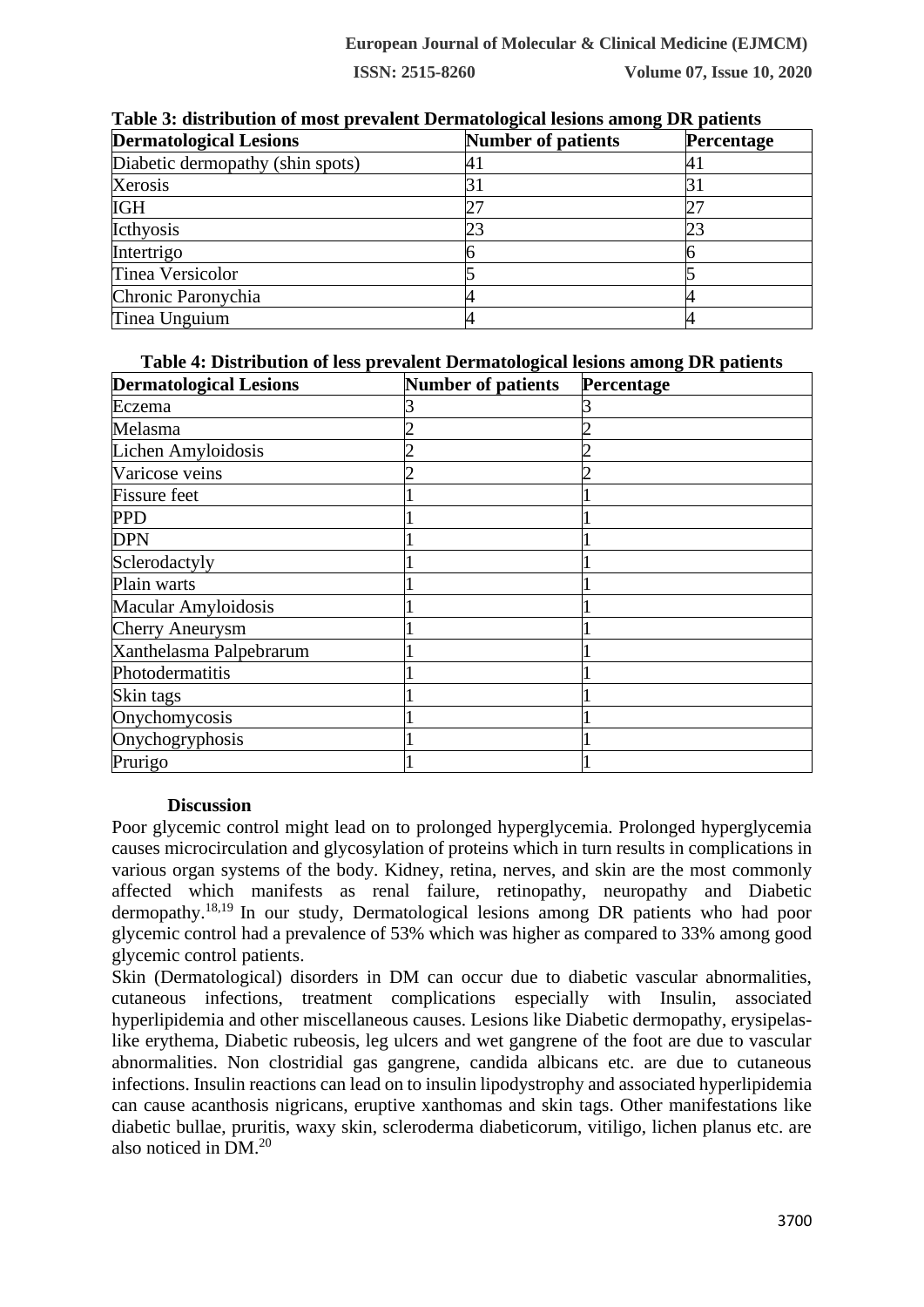**Table 3: distribution of most prevalent Dermatological lesions among DR patients**

| Dermatological Lesions | Number of patients | Percentage |
|---|---|---|
| Diabetic dermopathy (shin spots) | 41 | 41 |
| Xerosis | 31 | 31 |
| IGH | 27 | 27 |
| Icthyosis | 23 | 23 |
| Intertrigo | 6 | 6 |
| Tinea Versicolor | 5 | 5 |
| Chronic Paronychia | 4 | 4 |
| Tinea Unguium | 4 | 4 |

**Table 4: Distribution of less prevalent Dermatological lesions among DR patients**

| Dermatological Lesions | Number of patients | Percentage |
|---|---|---|
| Eczema | 3 | 3 |
| Melasma | 2 | 2 |
| Lichen Amyloidosis | 2 | 2 |
| Varicose veins | 2 | 2 |
| Fissure feet | 1 | 1 |
| PPD | 1 | 1 |
| DPN | 1 | 1 |
| Sclerodactyly | 1 | 1 |
| Plain warts | 1 | 1 |
| Macular Amyloidosis | 1 | 1 |
| Cherry Aneurysm | 1 | 1 |
| Xanthelasma Palpebrarum | 1 | 1 |
| Photodermatitis | 1 | 1 |
| Skin tags | 1 | 1 |
| Onychomycosis | 1 | 1 |
| Onychogryphosis | 1 | 1 |
| Prurigo | 1 | 1 |

## Discussion

Poor glycemic control might lead on to prolonged hyperglycemia. Prolonged hyperglycemia causes microcirculation and glycosylation of proteins which in turn results in complications in various organ systems of the body. Kidney, retina, nerves, and skin are the most commonly affected which manifests as renal failure, retinopathy, neuropathy and Diabetic dermopathy.[18,19] In our study, Dermatological lesions among DR patients who had poor glycemic control had a prevalence of 53% which was higher as compared to 33% among good glycemic control patients.

Skin (Dermatological) disorders in DM can occur due to diabetic vascular abnormalities, cutaneous infections, treatment complications especially with Insulin, associated hyperlipidemia and other miscellaneous causes. Lesions like Diabetic dermopathy, erysipelas-like erythema, Diabetic rubeosis, leg ulcers and wet gangrene of the foot are due to vascular abnormalities. Non clostridial gas gangrene, candida albicans etc. are due to cutaneous infections. Insulin reactions can lead on to insulin lipodystrophy and associated hyperlipidemia can cause acanthosis nigricans, eruptive xanthomas and skin tags. Other manifestations like diabetic bullae, pruritis, waxy skin, scleroderma diabeticorum, vitiligo, lichen planus etc. are also noticed in DM.[20]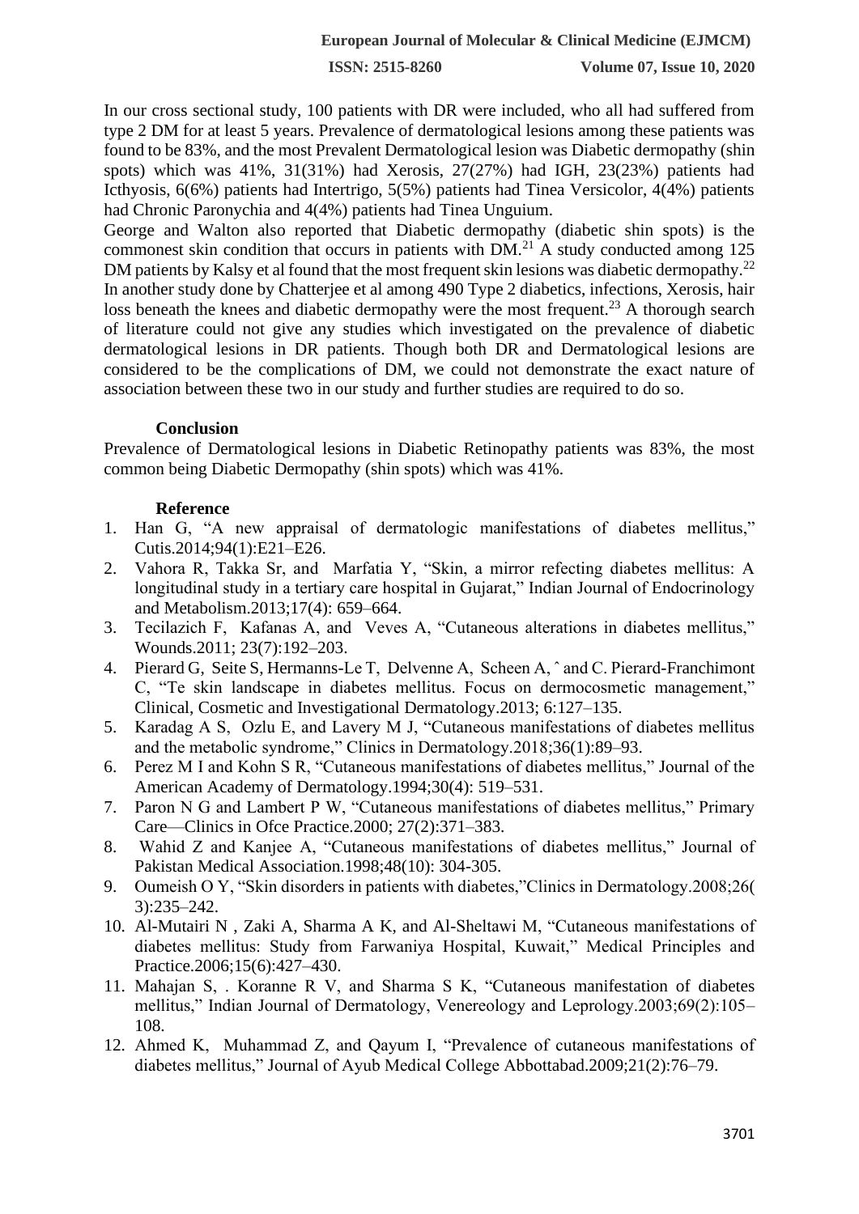In our cross sectional study, 100 patients with DR were included, who all had suffered from type 2 DM for at least 5 years. Prevalence of dermatological lesions among these patients was found to be 83%, and the most Prevalent Dermatological lesion was Diabetic dermopathy (shin spots) which was 41%, 31(31%) had Xerosis, 27(27%) had IGH, 23(23%) patients had Icthyosis, 6(6%) patients had Intertrigo, 5(5%) patients had Tinea Versicolor, 4(4%) patients had Chronic Paronychia and 4(4%) patients had Tinea Unguium.

George and Walton also reported that Diabetic dermopathy (diabetic shin spots) is the commonest skin condition that occurs in patients with DM.[21] A study conducted among 125 DM patients by Kalsy et al found that the most frequent skin lesions was diabetic dermopathy.[22] In another study done by Chatterjee et al among 490 Type 2 diabetics, infections, Xerosis, hair loss beneath the knees and diabetic dermopathy were the most frequent.[23] A thorough search of literature could not give any studies which investigated on the prevalence of diabetic dermatological lesions in DR patients. Though both DR and Dermatological lesions are considered to be the complications of DM, we could not demonstrate the exact nature of association between these two in our study and further studies are required to do so.

## Conclusion

Prevalence of Dermatological lesions in Diabetic Retinopathy patients was 83%, the most common being Diabetic Dermopathy (shin spots) which was 41%.

## Reference

1. Han G, "A new appraisal of dermatologic manifestations of diabetes mellitus," Cutis.2014;94(1):E21–E26.
2. Vahora R, Takka Sr, and Marfatia Y, "Skin, a mirror refecting diabetes mellitus: A longitudinal study in a tertiary care hospital in Gujarat," Indian Journal of Endocrinology and Metabolism.2013;17(4): 659–664.
3. Tecilazich F, Kafanas A, and Veves A, "Cutaneous alterations in diabetes mellitus," Wounds.2011; 23(7):192–203.
4. Pierard G, Seite S, Hermanns-Le T, Delvenne A, Scheen A, ˆ and C. Pierard-Franchimont C, "Te skin landscape in diabetes mellitus. Focus on dermocosmetic management," Clinical, Cosmetic and Investigational Dermatology.2013; 6:127–135.
5. Karadag A S, Ozlu E, and Lavery M J, "Cutaneous manifestations of diabetes mellitus and the metabolic syndrome," Clinics in Dermatology.2018;36(1):89–93.
6. Perez M I and Kohn S R, "Cutaneous manifestations of diabetes mellitus," Journal of the American Academy of Dermatology.1994;30(4): 519–531.
7. Paron N G and Lambert P W, "Cutaneous manifestations of diabetes mellitus," Primary Care—Clinics in Ofce Practice.2000; 27(2):371–383.
8. Wahid Z and Kanjee A, "Cutaneous manifestations of diabetes mellitus," Journal of Pakistan Medical Association.1998;48(10): 304-305.
9. Oumeish O Y, "Skin disorders in patients with diabetes,"Clinics in Dermatology.2008;26( 3):235–242.
10. Al-Mutairi N , Zaki A, Sharma A K, and Al-Sheltawi M, "Cutaneous manifestations of diabetes mellitus: Study from Farwaniya Hospital, Kuwait," Medical Principles and Practice.2006;15(6):427–430.
11. Mahajan S, . Koranne R V, and Sharma S K, "Cutaneous manifestation of diabetes mellitus," Indian Journal of Dermatology, Venereology and Leprology.2003;69(2):105–108.
12. Ahmed K, Muhammad Z, and Qayum I, "Prevalence of cutaneous manifestations of diabetes mellitus," Journal of Ayub Medical College Abbottabad.2009;21(2):76–79.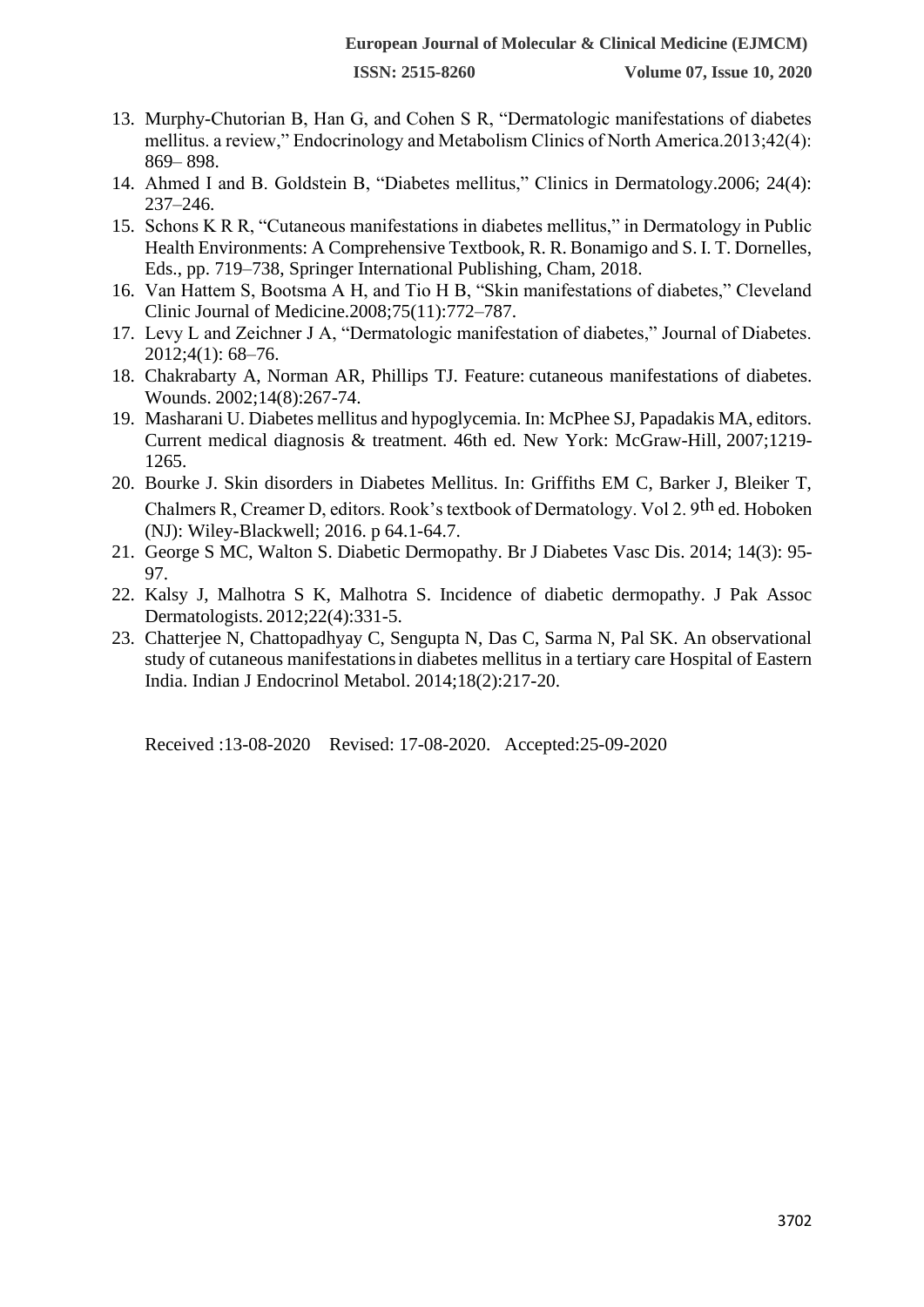13. Murphy-Chutorian B, Han G, and Cohen S R, "Dermatologic manifestations of diabetes mellitus. a review," Endocrinology and Metabolism Clinics of North America.2013;42(4): 869– 898.
14. Ahmed I and B. Goldstein B, "Diabetes mellitus," Clinics in Dermatology.2006; 24(4): 237–246.
15. Schons K R R, "Cutaneous manifestations in diabetes mellitus," in Dermatology in Public Health Environments: A Comprehensive Textbook, R. R. Bonamigo and S. I. T. Dornelles, Eds., pp. 719–738, Springer International Publishing, Cham, 2018.
16. Van Hattem S, Bootsma A H, and Tio H B, "Skin manifestations of diabetes," Cleveland Clinic Journal of Medicine.2008;75(11):772–787.
17. Levy L and Zeichner J A, "Dermatologic manifestation of diabetes," Journal of Diabetes. 2012;4(1): 68–76.
18. Chakrabarty A, Norman AR, Phillips TJ. Feature: cutaneous manifestations of diabetes. Wounds. 2002;14(8):267-74.
19. Masharani U. Diabetes mellitus and hypoglycemia. In: McPhee SJ, Papadakis MA, editors. Current medical diagnosis & treatment. 46th ed. New York: McGraw-Hill, 2007;1219-1265.
20. Bourke J. Skin disorders in Diabetes Mellitus. In: Griffiths EM C, Barker J, Bleiker T, Chalmers R, Creamer D, editors. Rook's textbook of Dermatology. Vol 2. 9th ed. Hoboken (NJ): Wiley-Blackwell; 2016. p 64.1-64.7.
21. George S MC, Walton S. Diabetic Dermopathy. Br J Diabetes Vasc Dis. 2014; 14(3): 95-97.
22. Kalsy J, Malhotra S K, Malhotra S. Incidence of diabetic dermopathy. J Pak Assoc Dermatologists. 2012;22(4):331-5.
23. Chatterjee N, Chattopadhyay C, Sengupta N, Das C, Sarma N, Pal SK. An observational study of cutaneous manifestations in diabetes mellitus in a tertiary care Hospital of Eastern India. Indian J Endocrinol Metabol. 2014;18(2):217-20.

Received :13-08-2020 Revised: 17-08-2020. Accepted:25-09-2020